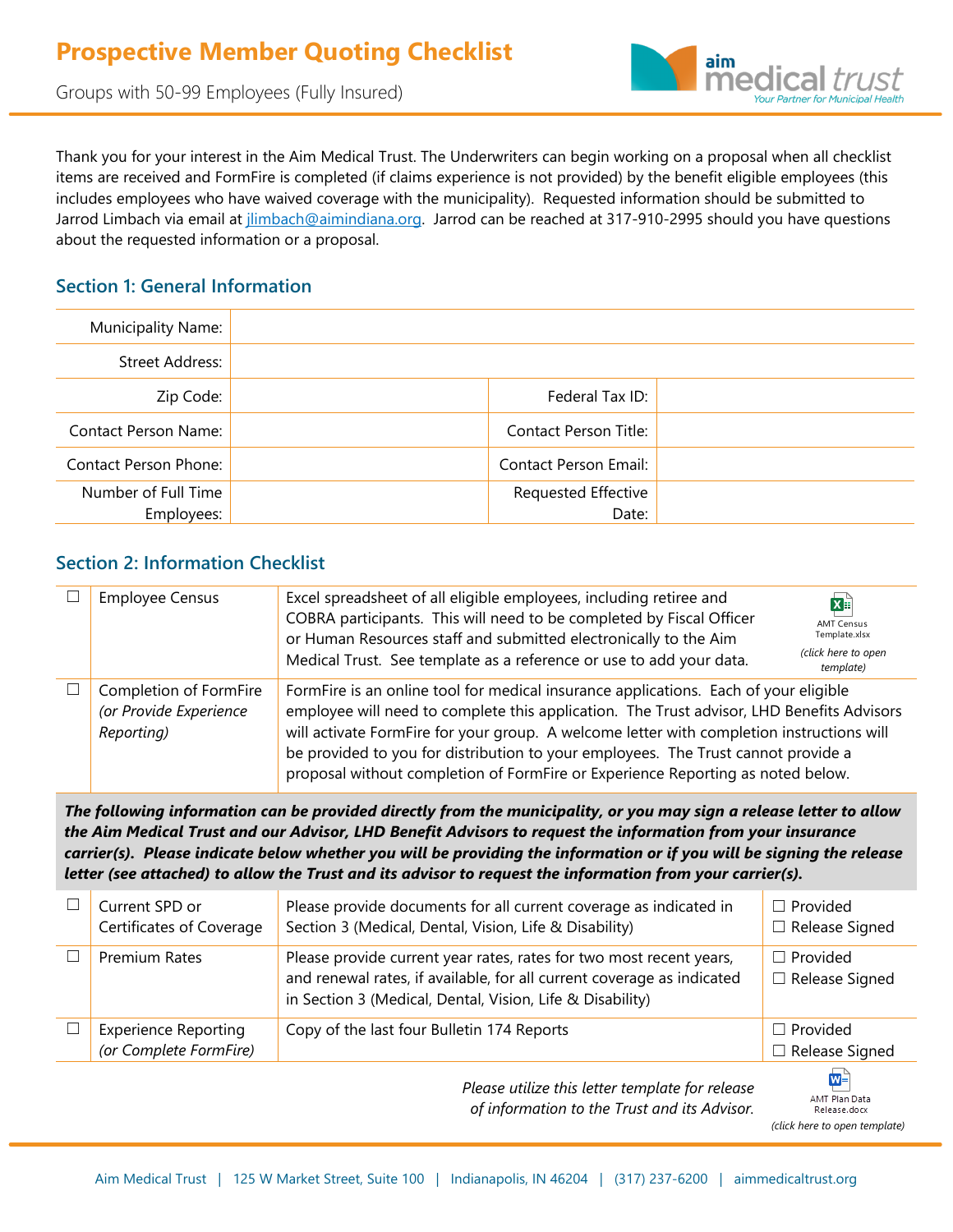# Prospective Member Quoting Checklist

Groups with 50-99 Employees (Fully Insured)

Thank you for your interest in the Aim Medical Trust. The Underwriters can begin working on a proposal when all checklist items are received and FormFire is completed (if claims experience is not provided) by the benefit eligible employees (this includes employees who have waived coverage with the municipality). Requested information should be submitted to Jarrod Limbach via email at jlimbach@aimindiana.org. Jarrod can be reached at 317-910-2995 should you have questions about the requested information or a proposal.

## Section 1: General Information

| | | | |
|---|---|---|---|
| Municipality Name: | | | |
| Street Address: | | | |
| Zip Code: | | Federal Tax ID: | |
| Contact Person Name: | | Contact Person Title: | |
| Contact Person Phone: | | Contact Person Email: | |
| Number of Full Time Employees: | | Requested Effective Date: | |

## Section 2: Information Checklist

| | | | |
|---|---|---|---|
| ☐ | Employee Census | Excel spreadsheet of all eligible employees, including retiree and COBRA participants. This will need to be completed by Fiscal Officer or Human Resources staff and submitted electronically to the Aim Medical Trust. See template as a reference or use to add your data. | AMT Census Template.xlsx *(click here to open template)* |
| ☐ | Completion of FormFire *(or Provide Experience Reporting)* | FormFire is an online tool for medical insurance applications. Each of your eligible employee will need to complete this application. The Trust advisor, LHD Benefits Advisors will activate FormFire for your group. A welcome letter with completion instructions will be provided to you for distribution to your employees. The Trust cannot provide a proposal without completion of FormFire or Experience Reporting as noted below. | |

***The following information can be provided directly from the municipality, or you may sign a release letter to allow the Aim Medical Trust and our Advisor, LHD Benefit Advisors to request the information from your insurance carrier(s). Please indicate below whether you will be providing the information or if you will be signing the release letter (see attached) to allow the Trust and its advisor to request the information from your carrier(s).***

| | | | |
|---|---|---|---|
| ☐ | Current SPD or Certificates of Coverage | Please provide documents for all current coverage as indicated in Section 3 (Medical, Dental, Vision, Life & Disability) | ☐ Provided<br>☐ Release Signed |
| ☐ | Premium Rates | Please provide current year rates, rates for two most recent years, and renewal rates, if available, for all current coverage as indicated in Section 3 (Medical, Dental, Vision, Life & Disability) | ☐ Provided<br>☐ Release Signed |
| ☐ | Experience Reporting *(or Complete FormFire)* | Copy of the last four Bulletin 174 Reports | ☐ Provided<br>☐ Release Signed |

*Please utilize this letter template for release of information to the Trust and its Advisor.*

AMT Plan Data Release.docx *(click here to open template)*

Aim Medical Trust | 125 W Market Street, Suite 100 | Indianapolis, IN 46204 | (317) 237-6200 | aimmedicaltrust.org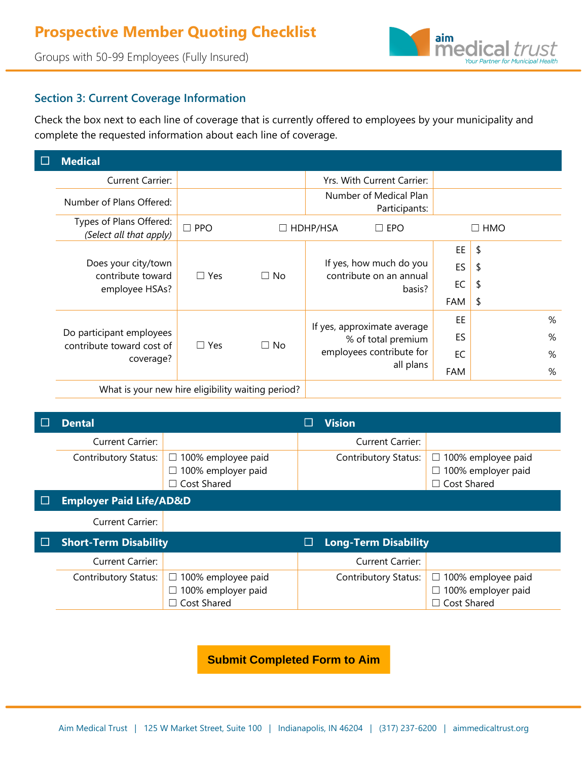# Prospective Member Quoting Checklist

Groups with 50-99 Employees (Fully Insured)

## Section 3: Current Coverage Information

Check the box next to each line of coverage that is currently offered to employees by your municipality and complete the requested information about each line of coverage.

### ☐ Medical

| | | | | | |
|---|---|---|---|---|---|
| Current Carrier: | | | Yrs. With Current Carrier: | | |
| Number of Plans Offered: | | | Number of Medical Plan Participants: | | |
| Types of Plans Offered: *(Select all that apply)* | ☐ PPO | ☐ HDHP/HSA | ☐ EPO | ☐ HMO | |
| Does your city/town contribute toward employee HSAs? | ☐ Yes | ☐ No | If yes, how much do you contribute on an annual basis? | EE<br>ES<br>EC<br>FAM | $<br>$<br>$<br>$ |
| Do participant employees contribute toward cost of coverage? | ☐ Yes | ☐ No | If yes, approximate average % of total premium employees contribute for all plans | EE<br>ES<br>EC<br>FAM | %<br>%<br>%<br>% |
| What is your new hire eligibility waiting period? | | | | | |

### ☐ Dental

| | |
|---|---|
| Current Carrier: | |
| Contributory Status: | ☐ 100% employee paid<br>☐ 100% employer paid<br>☐ Cost Shared |

### ☐ Vision

| | |
|---|---|
| Current Carrier: | |
| Contributory Status: | ☐ 100% employee paid<br>☐ 100% employer paid<br>☐ Cost Shared |

### ☐ Employer Paid Life/AD&D

| | |
|---|---|
| Current Carrier: | |

### ☐ Short-Term Disability

| | |
|---|---|
| Current Carrier: | |
| Contributory Status: | ☐ 100% employee paid<br>☐ 100% employer paid<br>☐ Cost Shared |

### ☐ Long-Term Disability

| | |
|---|---|
| Current Carrier: | |
| Contributory Status: | ☐ 100% employee paid<br>☐ 100% employer paid<br>☐ Cost Shared |

**Submit Completed Form to Aim**

Aim Medical Trust | 125 W Market Street, Suite 100 | Indianapolis, IN 46204 | (317) 237-6200 | aimmedicaltrust.org